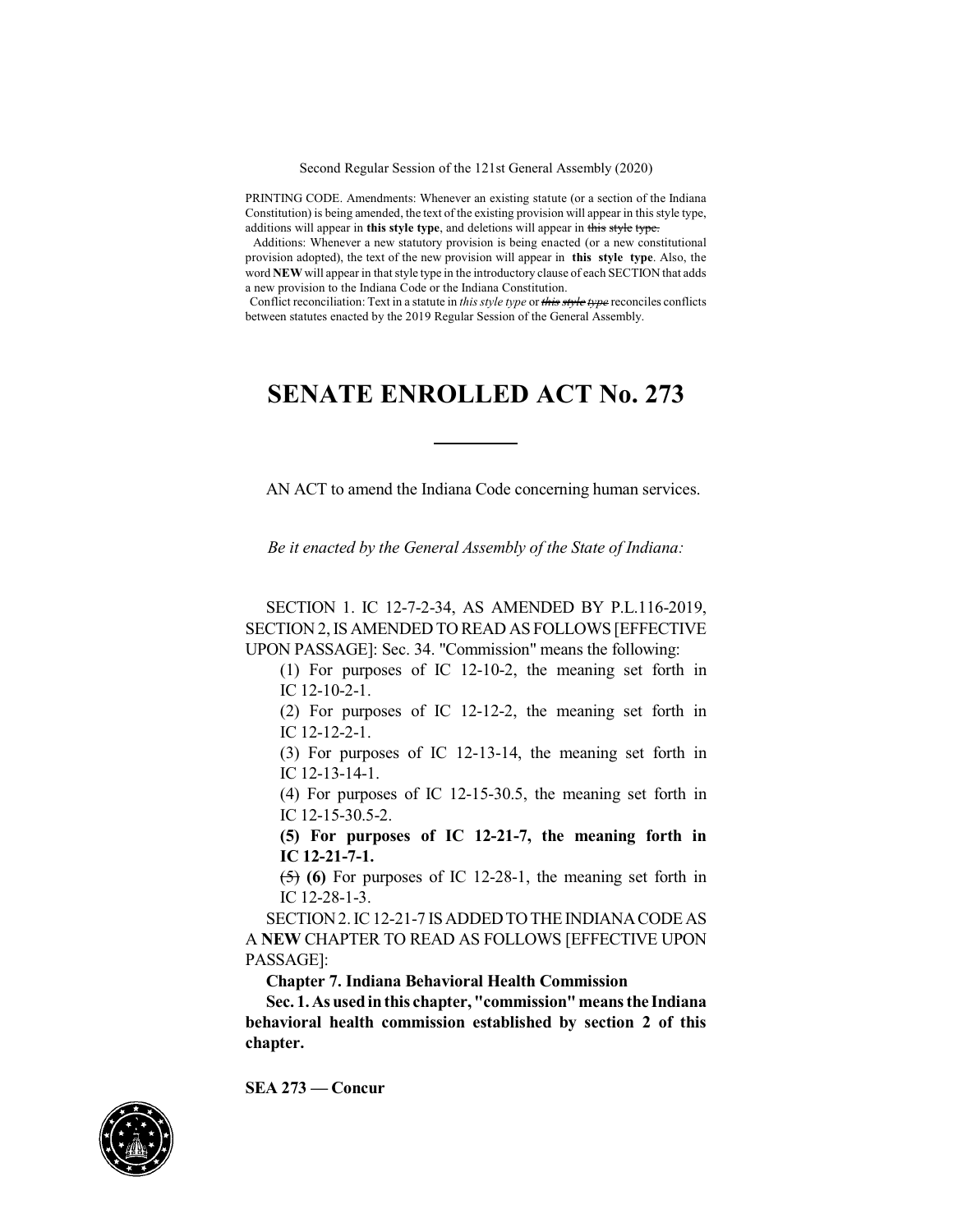Second Regular Session of the 121st General Assembly (2020)

PRINTING CODE. Amendments: Whenever an existing statute (or a section of the Indiana Constitution) is being amended, the text of the existing provision will appear in this style type, additions will appear in **this style type**, and deletions will appear in ~~this style type.~~

Additions: Whenever a new statutory provision is being enacted (or a new constitutional provision adopted), the text of the new provision will appear in **this style type**. Also, the word **NEW** will appear in that style type in the introductory clause of each SECTION that adds a new provision to the Indiana Code or the Indiana Constitution.

Conflict reconciliation: Text in a statute in *this style type* or ~~*this style type*~~ reconciles conflicts between statutes enacted by the 2019 Regular Session of the General Assembly.

# SENATE ENROLLED ACT No. 273

AN ACT to amend the Indiana Code concerning human services.

*Be it enacted by the General Assembly of the State of Indiana:*

SECTION 1. IC 12-7-2-34, AS AMENDED BY P.L.116-2019, SECTION 2, IS AMENDED TO READ AS FOLLOWS [EFFECTIVE UPON PASSAGE]: Sec. 34. "Commission" means the following:

(1) For purposes of IC 12-10-2, the meaning set forth in IC 12-10-2-1.

(2) For purposes of IC 12-12-2, the meaning set forth in IC 12-12-2-1.

(3) For purposes of IC 12-13-14, the meaning set forth in IC 12-13-14-1.

(4) For purposes of IC 12-15-30.5, the meaning set forth in IC 12-15-30.5-2.

**(5) For purposes of IC 12-21-7, the meaning forth in IC 12-21-7-1.**

~~(5)~~ **(6)** For purposes of IC 12-28-1, the meaning set forth in IC 12-28-1-3.

SECTION 2. IC 12-21-7 IS ADDED TO THE INDIANA CODE AS A **NEW** CHAPTER TO READ AS FOLLOWS [EFFECTIVE UPON PASSAGE]:

**Chapter 7. Indiana Behavioral Health Commission**

**Sec. 1. As used in this chapter, "commission" means the Indiana behavioral health commission established by section 2 of this chapter.**

**SEA 273 — Concur**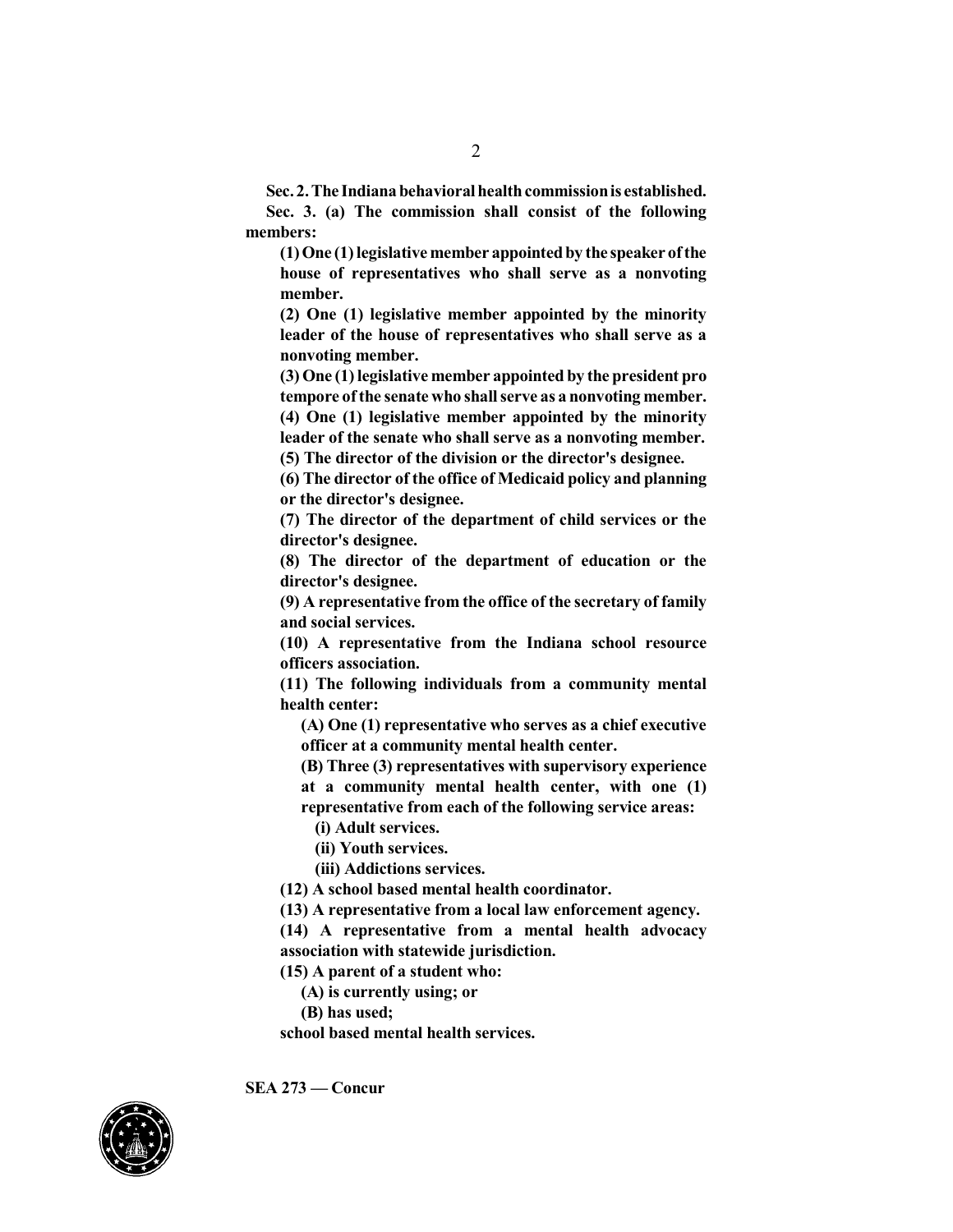**Sec. 2. The Indiana behavioral health commission is established.**

**Sec. 3. (a) The commission shall consist of the following members:**

**(1) One (1) legislative member appointed by the speaker of the house of representatives who shall serve as a nonvoting member.**

**(2) One (1) legislative member appointed by the minority leader of the house of representatives who shall serve as a nonvoting member.**

**(3) One (1) legislative member appointed by the president pro tempore of the senate who shall serve as a nonvoting member.**

**(4) One (1) legislative member appointed by the minority leader of the senate who shall serve as a nonvoting member.**

**(5) The director of the division or the director's designee.**

**(6) The director of the office of Medicaid policy and planning or the director's designee.**

**(7) The director of the department of child services or the director's designee.**

**(8) The director of the department of education or the director's designee.**

**(9) A representative from the office of the secretary of family and social services.**

**(10) A representative from the Indiana school resource officers association.**

**(11) The following individuals from a community mental health center:**

**(A) One (1) representative who serves as a chief executive officer at a community mental health center.**

**(B) Three (3) representatives with supervisory experience at a community mental health center, with one (1) representative from each of the following service areas:**

**(i) Adult services.**

**(ii) Youth services.**

**(iii) Addictions services.**

**(12) A school based mental health coordinator.**

**(13) A representative from a local law enforcement agency.**

**(14) A representative from a mental health advocacy association with statewide jurisdiction.**

**(15) A parent of a student who:**

**(A) is currently using; or**

**(B) has used;**

**school based mental health services.**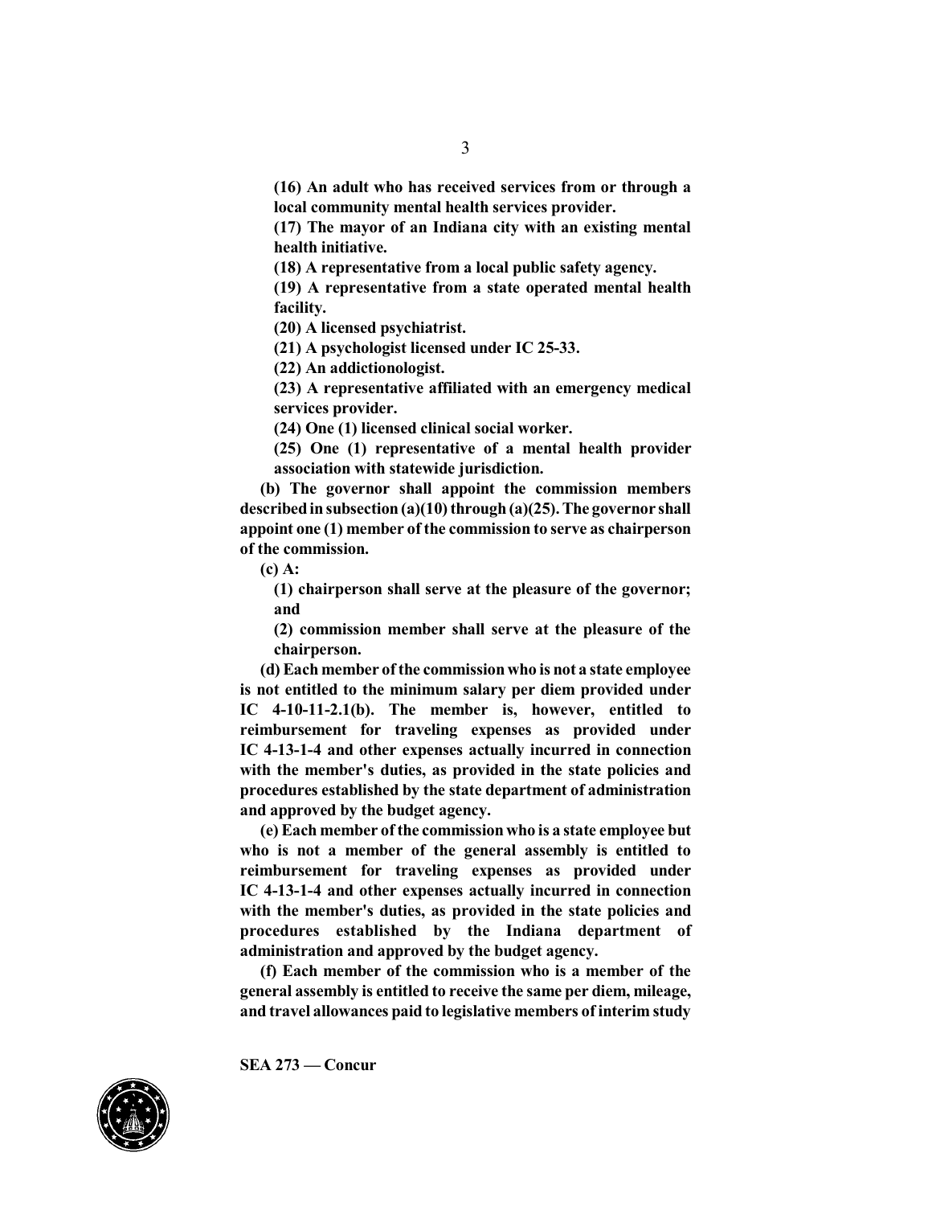**(16) An adult who has received services from or through a local community mental health services provider.**

**(17) The mayor of an Indiana city with an existing mental health initiative.**

**(18) A representative from a local public safety agency.**

**(19) A representative from a state operated mental health facility.**

**(20) A licensed psychiatrist.**

**(21) A psychologist licensed under IC 25-33.**

**(22) An addictionologist.**

**(23) A representative affiliated with an emergency medical services provider.**

**(24) One (1) licensed clinical social worker.**

**(25) One (1) representative of a mental health provider association with statewide jurisdiction.**

**(b) The governor shall appoint the commission members described in subsection (a)(10) through (a)(25). The governor shall appoint one (1) member of the commission to serve as chairperson of the commission.**

**(c) A:**

**(1) chairperson shall serve at the pleasure of the governor; and**

**(2) commission member shall serve at the pleasure of the chairperson.**

**(d) Each member of the commission who is not a state employee is not entitled to the minimum salary per diem provided under IC 4-10-11-2.1(b). The member is, however, entitled to reimbursement for traveling expenses as provided under IC 4-13-1-4 and other expenses actually incurred in connection with the member's duties, as provided in the state policies and procedures established by the state department of administration and approved by the budget agency.**

**(e) Each member of the commission who is a state employee but who is not a member of the general assembly is entitled to reimbursement for traveling expenses as provided under IC 4-13-1-4 and other expenses actually incurred in connection with the member's duties, as provided in the state policies and procedures established by the Indiana department of administration and approved by the budget agency.**

**(f) Each member of the commission who is a member of the general assembly is entitled to receive the same per diem, mileage, and travel allowances paid to legislative members of interim study**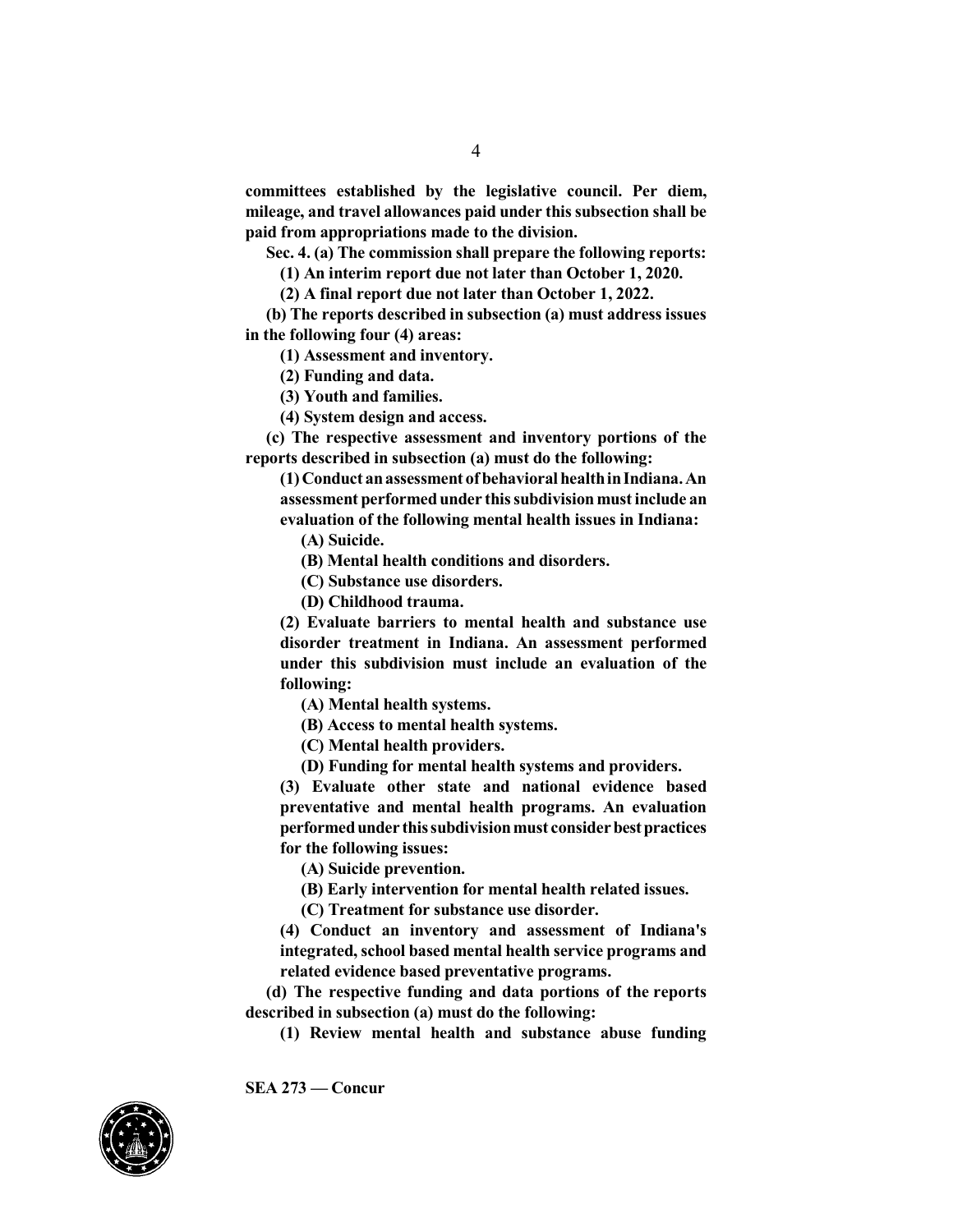**committees established by the legislative council. Per diem, mileage, and travel allowances paid under this subsection shall be paid from appropriations made to the division.**

**Sec. 4. (a) The commission shall prepare the following reports:**

**(1) An interim report due not later than October 1, 2020.**

**(2) A final report due not later than October 1, 2022.**

**(b) The reports described in subsection (a) must address issues in the following four (4) areas:**

**(1) Assessment and inventory.**

**(2) Funding and data.**

**(3) Youth and families.**

**(4) System design and access.**

**(c) The respective assessment and inventory portions of the reports described in subsection (a) must do the following:**

**(1) Conduct an assessment of behavioral health in Indiana. An assessment performed under this subdivision must include an evaluation of the following mental health issues in Indiana:**

**(A) Suicide.**

**(B) Mental health conditions and disorders.**

**(C) Substance use disorders.**

**(D) Childhood trauma.**

**(2) Evaluate barriers to mental health and substance use disorder treatment in Indiana. An assessment performed under this subdivision must include an evaluation of the following:**

**(A) Mental health systems.**

**(B) Access to mental health systems.**

**(C) Mental health providers.**

**(D) Funding for mental health systems and providers.**

**(3) Evaluate other state and national evidence based preventative and mental health programs. An evaluation performed under this subdivision must consider best practices for the following issues:**

**(A) Suicide prevention.**

**(B) Early intervention for mental health related issues.**

**(C) Treatment for substance use disorder.**

**(4) Conduct an inventory and assessment of Indiana's integrated, school based mental health service programs and related evidence based preventative programs.**

**(d) The respective funding and data portions of the reports described in subsection (a) must do the following:**

**(1) Review mental health and substance abuse funding**

**SEA 273 — Concur**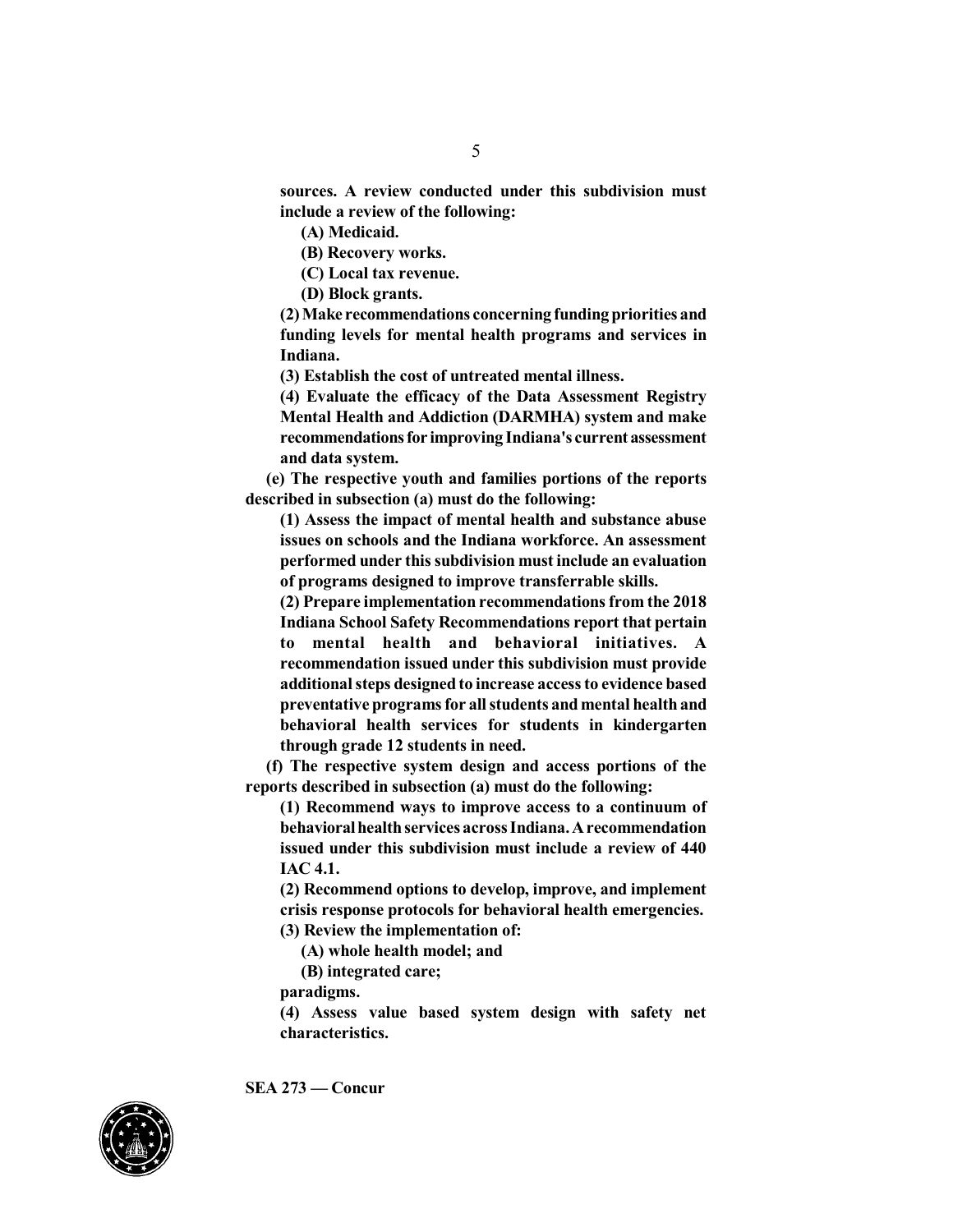**sources. A review conducted under this subdivision must include a review of the following:**

**(A) Medicaid.**

**(B) Recovery works.**

**(C) Local tax revenue.**

**(D) Block grants.**

**(2) Make recommendations concerning funding priorities and funding levels for mental health programs and services in Indiana.**

**(3) Establish the cost of untreated mental illness.**

**(4) Evaluate the efficacy of the Data Assessment Registry Mental Health and Addiction (DARMHA) system and make recommendations for improving Indiana's current assessment and data system.**

**(e) The respective youth and families portions of the reports described in subsection (a) must do the following:**

**(1) Assess the impact of mental health and substance abuse issues on schools and the Indiana workforce. An assessment performed under this subdivision must include an evaluation of programs designed to improve transferrable skills.**

**(2) Prepare implementation recommendations from the 2018 Indiana School Safety Recommendations report that pertain to mental health and behavioral initiatives. A recommendation issued under this subdivision must provide additional steps designed to increase access to evidence based preventative programs for all students and mental health and behavioral health services for students in kindergarten through grade 12 students in need.**

**(f) The respective system design and access portions of the reports described in subsection (a) must do the following:**

**(1) Recommend ways to improve access to a continuum of behavioral health services across Indiana. A recommendation issued under this subdivision must include a review of 440 IAC 4.1.**

**(2) Recommend options to develop, improve, and implement crisis response protocols for behavioral health emergencies.**

**(3) Review the implementation of:**

**(A) whole health model; and**

**(B) integrated care;**

**paradigms.**

**(4) Assess value based system design with safety net characteristics.**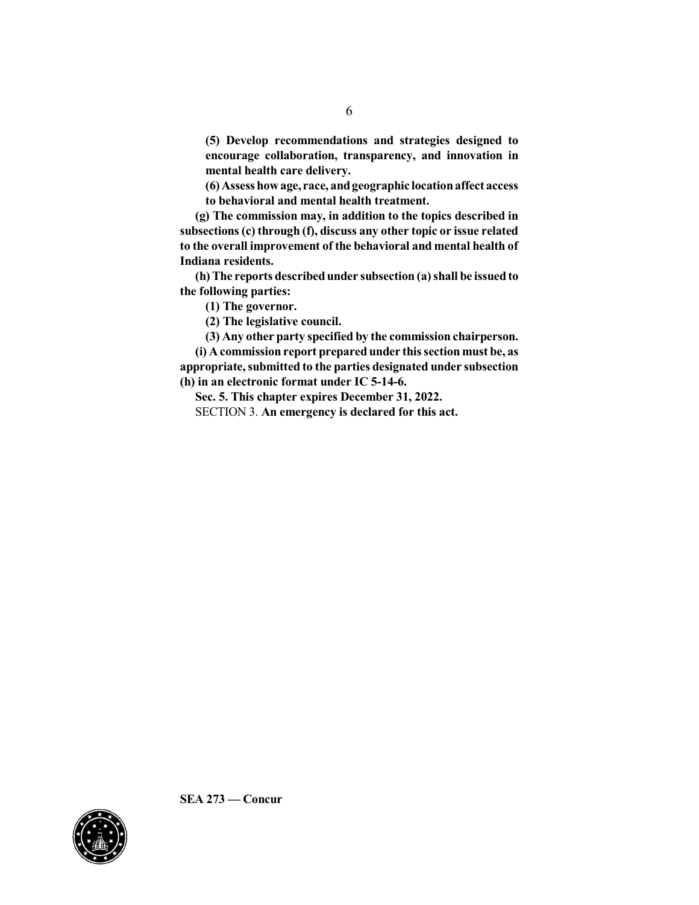**(5) Develop recommendations and strategies designed to encourage collaboration, transparency, and innovation in mental health care delivery.**

**(6) Assess how age, race, and geographic location affect access to behavioral and mental health treatment.**

**(g) The commission may, in addition to the topics described in subsections (c) through (f), discuss any other topic or issue related to the overall improvement of the behavioral and mental health of Indiana residents.**

**(h) The reports described under subsection (a) shall be issued to the following parties:**

**(1) The governor.**

**(2) The legislative council.**

**(3) Any other party specified by the commission chairperson.**

**(i) A commission report prepared under this section must be, as appropriate, submitted to the parties designated under subsection (h) in an electronic format under IC 5-14-6.**

**Sec. 5. This chapter expires December 31, 2022.**

SECTION 3. **An emergency is declared for this act.**

**SEA 273 — Concur**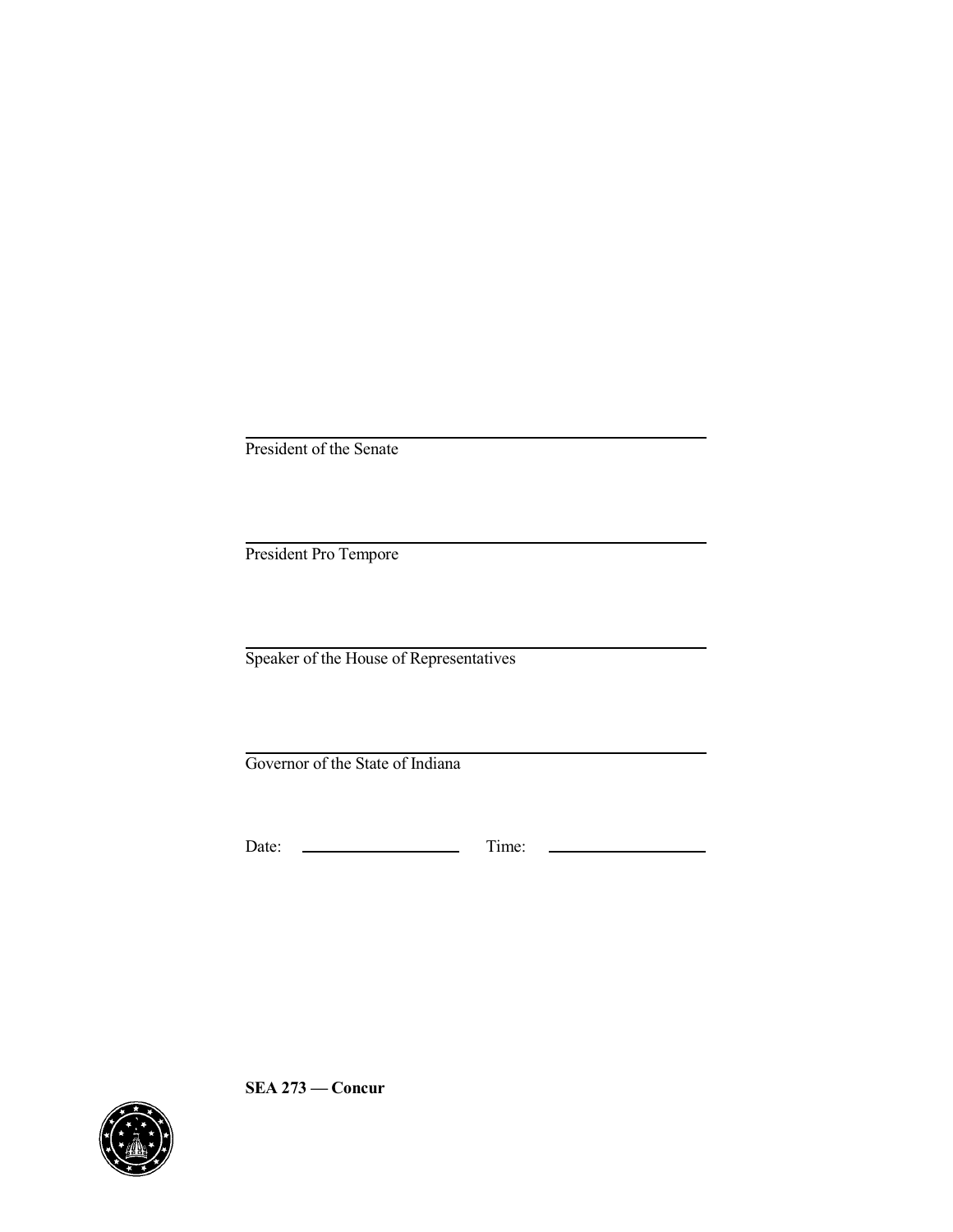___________________________________________
President of the Senate

___________________________________________
President Pro Tempore

___________________________________________
Speaker of the House of Representatives

___________________________________________
Governor of the State of Indiana

Date: ____________________ Time: ____________________

**SEA 273 — Concur**